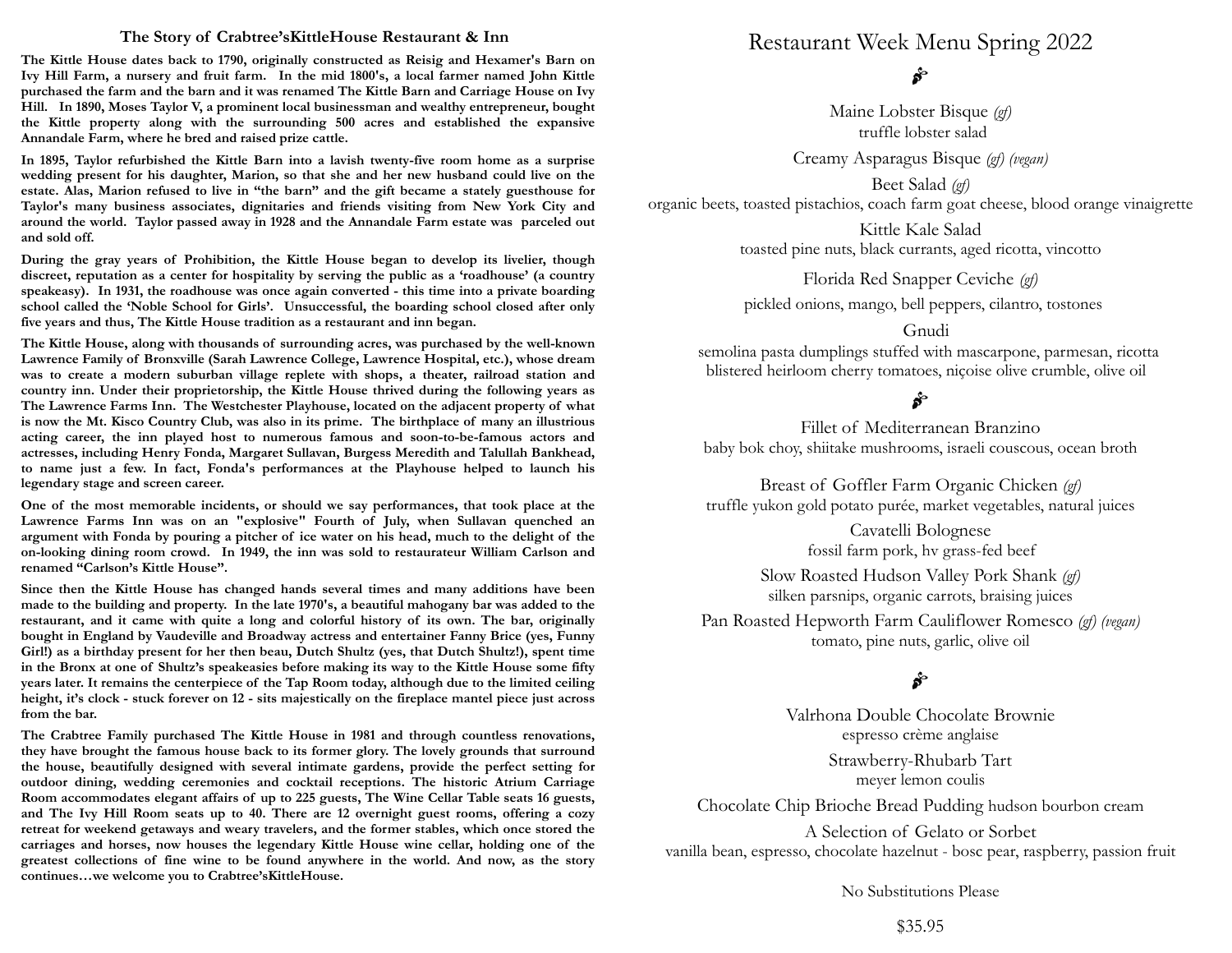## The Story of Crabtree'sKittleHouse Restaurant & Inn

**The Kittle House dates back to 1790, originally constructed as Reisig and Hexamer's Barn on Ivy Hill Farm, a nursery and fruit farm. In the mid 1800's, a local farmer named John Kittle purchased the farm and the barn and it was renamed The Kittle Barn and Carriage House on Ivy Hill. In 1890, Moses Taylor V, a prominent local businessman and wealthy entrepreneur, bought the Kittle property along with the surrounding 500 acres and established the expansive Annandale Farm, where he bred and raised prize cattle.**

**In 1895, Taylor refurbished the Kittle Barn into a lavish twenty-five room home as a surprise wedding present for his daughter, Marion, so that she and her new husband could live on the estate. Alas, Marion refused to live in "the barn" and the gift became a stately guesthouse for Taylor's many business associates, dignitaries and friends visiting from New York City and around the world. Taylor passed away in 1928 and the Annandale Farm estate was parceled out and sold off.**

**During the gray years of Prohibition, the Kittle House began to develop its livelier, though discreet, reputation as a center for hospitality by serving the public as a 'roadhouse' (a country speakeasy). In 1931, the roadhouse was once again converted - this time into a private boarding school called the 'Noble School for Girls'. Unsuccessful, the boarding school closed after only five years and thus, The Kittle House tradition as a restaurant and inn began.**

**The Kittle House, along with thousands of surrounding acres, was purchased by the well-known Lawrence Family of Bronxville (Sarah Lawrence College, Lawrence Hospital, etc.), whose dream was to create a modern suburban village replete with shops, a theater, railroad station and country inn. Under their proprietorship, the Kittle House thrived during the following years as The Lawrence Farms Inn. The Westchester Playhouse, located on the adjacent property of what is now the Mt. Kisco Country Club, was also in its prime. The birthplace of many an illustrious acting career, the inn played host to numerous famous and soon-to-be-famous actors and actresses, including Henry Fonda, Margaret Sullavan, Burgess Meredith and Talullah Bankhead, to name just a few. In fact, Fonda's performances at the Playhouse helped to launch his legendary stage and screen career.**

**One of the most memorable incidents, or should we say performances, that took place at the Lawrence Farms Inn was on an "explosive" Fourth of July, when Sullavan quenched an argument with Fonda by pouring a pitcher of ice water on his head, much to the delight of the on-looking dining room crowd. In 1949, the inn was sold to restaurateur William Carlson and renamed "Carlson's Kittle House".**

**Since then the Kittle House has changed hands several times and many additions have been made to the building and property. In the late 1970's, a beautiful mahogany bar was added to the restaurant, and it came with quite a long and colorful history of its own. The bar, originally bought in England by Vaudeville and Broadway actress and entertainer Fanny Brice (yes, Funny Girl!) as a birthday present for her then beau, Dutch Shultz (yes, that Dutch Shultz!), spent time in the Bronx at one of Shultz's speakeasies before making its way to the Kittle House some fifty years later. It remains the centerpiece of the Tap Room today, although due to the limited ceiling height, it's clock - stuck forever on 12 - sits majestically on the fireplace mantel piece just across from the bar.**

**The Crabtree Family purchased The Kittle House in 1981 and through countless renovations, they have brought the famous house back to its former glory. The lovely grounds that surround the house, beautifully designed with several intimate gardens, provide the perfect setting for outdoor dining, wedding ceremonies and cocktail receptions. The historic Atrium Carriage Room accommodates elegant affairs of up to 225 guests, The Wine Cellar Table seats 16 guests, and The Ivy Hill Room seats up to 40. There are 12 overnight guest rooms, offering a cozy retreat for weekend getaways and weary travelers, and the former stables, which once stored the carriages and horses, now houses the legendary Kittle House wine cellar, holding one of the greatest collections of fine wine to be found anywhere in the world. And now, as the story continues…we welcome you to Crabtree'sKittleHouse.**

# Restaurant Week Menu Spring 2022

Maine Lobster Bisque *(gf)*
truffle lobster salad

Creamy Asparagus Bisque *(gf) (vegan)*

Beet Salad *(gf)*
organic beets, toasted pistachios, coach farm goat cheese, blood orange vinaigrette

Kittle Kale Salad
toasted pine nuts, black currants, aged ricotta, vincotto

Florida Red Snapper Ceviche *(gf)*
pickled onions, mango, bell peppers, cilantro, tostones

Gnudi
semolina pasta dumplings stuffed with mascarpone, parmesan, ricotta
blistered heirloom cherry tomatoes, niçoise olive crumble, olive oil

Fillet of Mediterranean Branzino
baby bok choy, shiitake mushrooms, israeli couscous, ocean broth

Breast of Goffler Farm Organic Chicken *(gf)*
truffle yukon gold potato purée, market vegetables, natural juices

Cavatelli Bolognese
fossil farm pork, hv grass-fed beef

Slow Roasted Hudson Valley Pork Shank *(gf)*
silken parsnips, organic carrots, braising juices

Pan Roasted Hepworth Farm Cauliflower Romesco *(gf) (vegan)*
tomato, pine nuts, garlic, olive oil

Valrhona Double Chocolate Brownie
espresso crème anglaise

Strawberry-Rhubarb Tart
meyer lemon coulis

Chocolate Chip Brioche Bread Pudding hudson bourbon cream

A Selection of Gelato or Sorbet
vanilla bean, espresso, chocolate hazelnut - bosc pear, raspberry, passion fruit

No Substitutions Please

$35.95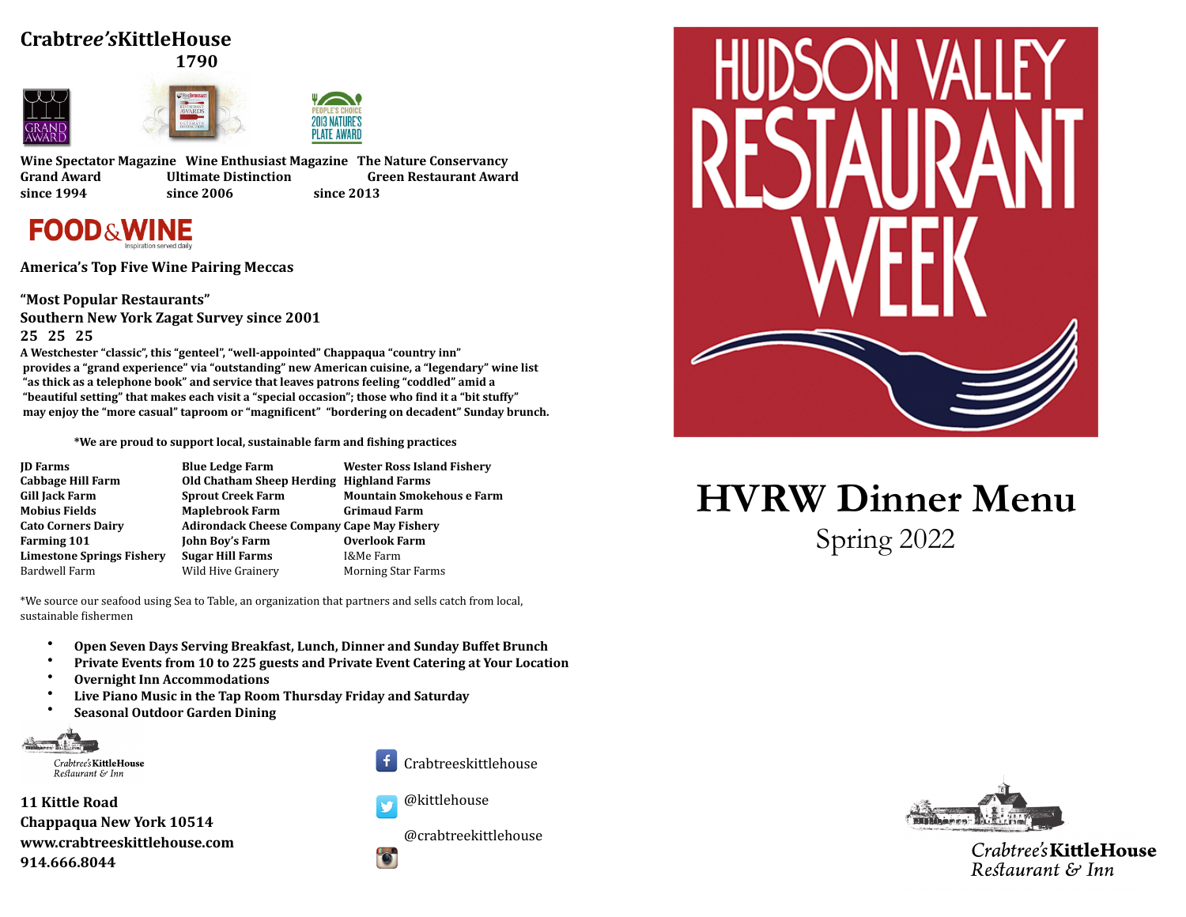# Crabtree's KittleHouse
**1790**

**Wine Spectator Magazine** Grand Award since 1994

**Wine Enthusiast Magazine** Ultimate Distinction since 2006

**The Nature Conservancy** Green Restaurant Award since 2013

PEOPLE'S CHOICE 2013 NATURE'S PLATE AWARD

FOOD & WINE

**America's Top Five Wine Pairing Meccas**

**"Most Popular Restaurants"**
**Southern New York Zagat Survey since 2001**
**25 25 25**

**A Westchester "classic", this "genteel", "well-appointed" Chappaqua "country inn" provides a "grand experience" via "outstanding" new American cuisine, a "legendary" wine list "as thick as a telephone book" and service that leaves patrons feeling "coddled" amid a "beautiful setting" that makes each visit a "special occasion"; those who find it a "bit stuffy" may enjoy the "more casual" taproom or "magnificent" "bordering on decadent" Sunday brunch.**

**\*We are proud to support local, sustainable farm and fishing practices**

| | | |
|---|---|---|
| **JD Farms** | **Blue Ledge Farm** | **Wester Ross Island Fishery** |
| **Cabbage Hill Farm** | **Old Chatham Sheep Herding** | **Highland Farms** |
| **Gill Jack Farm** | **Sprout Creek Farm** | **Mountain Smokehous e Farm** |
| **Mobius Fields** | **Maplebrook Farm** | **Grimaud Farm** |
| **Cato Corners Dairy** | **Adirondack Cheese Company** | **Cape May Fishery** |
| **Farming 101** | **John Boy's Farm** | **Overlook Farm** |
| **Limestone Springs Fishery** | **Sugar Hill Farms** | I&Me Farm |
| Bardwell Farm | Wild Hive Grainery | Morning Star Farms |

*We source our seafood using Sea to Table, an organization that partners and sells catch from local, sustainable fishermen

- **Open Seven Days Serving Breakfast, Lunch, Dinner and Sunday Buffet Brunch**
- **Private Events from 10 to 225 guests and Private Event Catering at Your Location**
- **Overnight Inn Accommodations**
- **Live Piano Music in the Tap Room Thursday Friday and Saturday**
- **Seasonal Outdoor Garden Dining**

Crabtree's KittleHouse Restaurant & Inn

**11 Kittle Road**
**Chappaqua New York 10514**
**www.crabtreeskittlehouse.com**
**914.666.8044**

Crabtreeskittlehouse

@kittlehouse

@crabtreekittlehouse

HUDSON VALLEY RESTAURANT WEEK

# HVRW Dinner Menu
Spring 2022

Crabtree's KittleHouse Restaurant & Inn